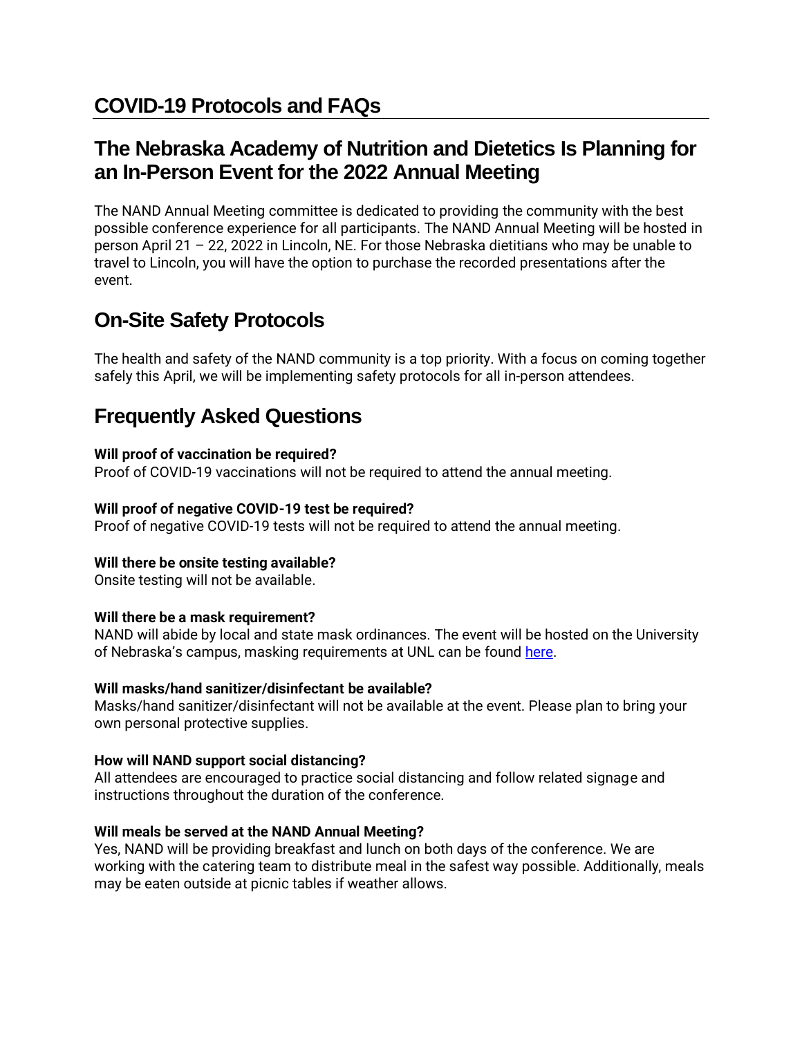# COVID-19 Protocols and FAQs

## The Nebraska Academy of Nutrition and Dietetics Is Planning for an In-Person Event for the 2022 Annual Meeting

The NAND Annual Meeting committee is dedicated to providing the community with the best possible conference experience for all participants. The NAND Annual Meeting will be hosted in person April 21 – 22, 2022 in Lincoln, NE. For those Nebraska dietitians who may be unable to travel to Lincoln, you will have the option to purchase the recorded presentations after the event.

## On-Site Safety Protocols

The health and safety of the NAND community is a top priority. With a focus on coming together safely this April, we will be implementing safety protocols for all in-person attendees.

## Frequently Asked Questions

**Will proof of vaccination be required?**
Proof of COVID-19 vaccinations will not be required to attend the annual meeting.

**Will proof of negative COVID-19 test be required?**
Proof of negative COVID-19 tests will not be required to attend the annual meeting.

**Will there be onsite testing available?**
Onsite testing will not be available.

**Will there be a mask requirement?**
NAND will abide by local and state mask ordinances. The event will be hosted on the University of Nebraska's campus, masking requirements at UNL can be found here.

**Will masks/hand sanitizer/disinfectant be available?**
Masks/hand sanitizer/disinfectant will not be available at the event. Please plan to bring your own personal protective supplies.

**How will NAND support social distancing?**
All attendees are encouraged to practice social distancing and follow related signage and instructions throughout the duration of the conference.

**Will meals be served at the NAND Annual Meeting?**
Yes, NAND will be providing breakfast and lunch on both days of the conference. We are working with the catering team to distribute meal in the safest way possible. Additionally, meals may be eaten outside at picnic tables if weather allows.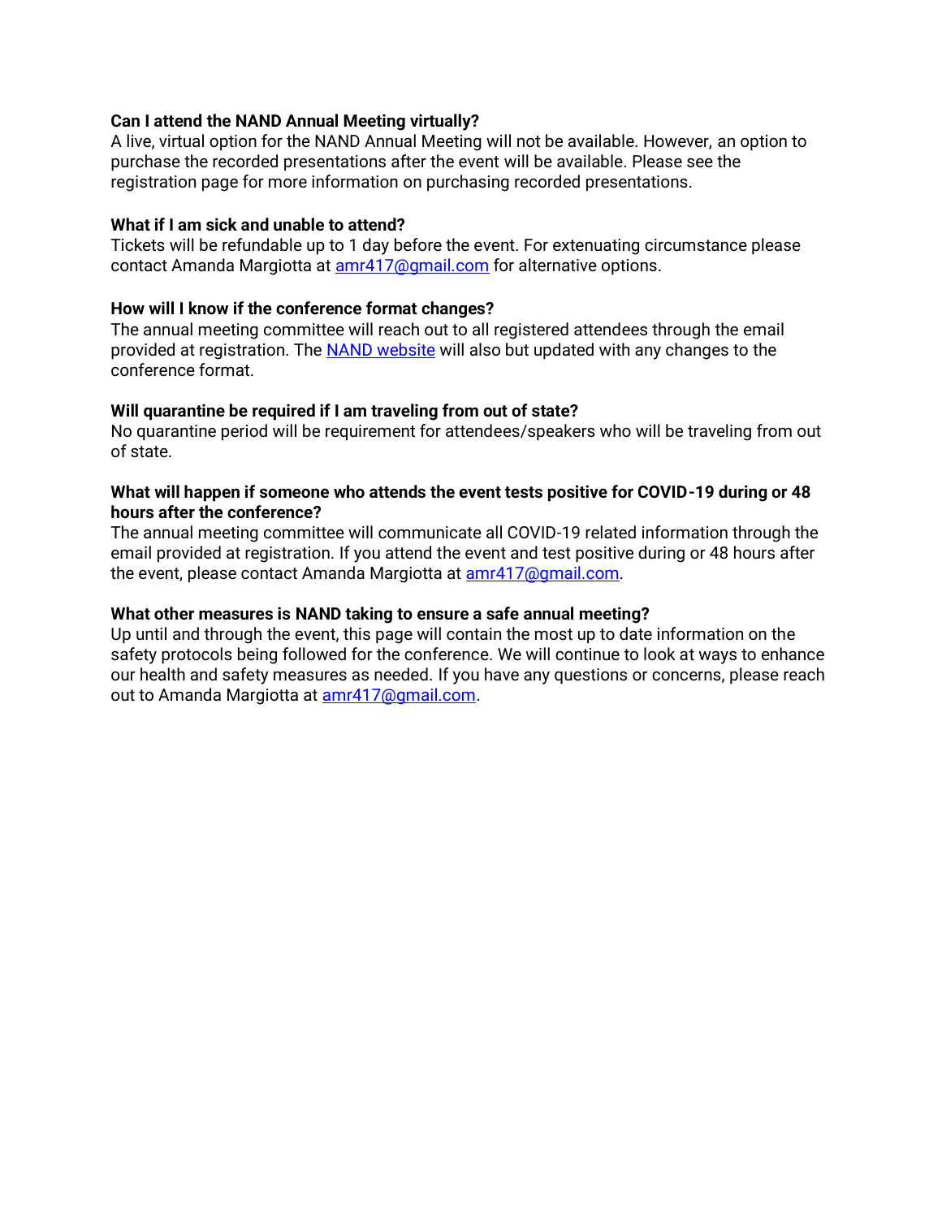**Can I attend the NAND Annual Meeting virtually?**
A live, virtual option for the NAND Annual Meeting will not be available. However, an option to purchase the recorded presentations after the event will be available. Please see the registration page for more information on purchasing recorded presentations.

**What if I am sick and unable to attend?**
Tickets will be refundable up to 1 day before the event. For extenuating circumstance please contact Amanda Margiotta at amr417@gmail.com for alternative options.

**How will I know if the conference format changes?**
The annual meeting committee will reach out to all registered attendees through the email provided at registration. The NAND website will also but updated with any changes to the conference format.

**Will quarantine be required if I am traveling from out of state?**
No quarantine period will be requirement for attendees/speakers who will be traveling from out of state.

**What will happen if someone who attends the event tests positive for COVID-19 during or 48 hours after the conference?**
The annual meeting committee will communicate all COVID-19 related information through the email provided at registration. If you attend the event and test positive during or 48 hours after the event, please contact Amanda Margiotta at amr417@gmail.com.

**What other measures is NAND taking to ensure a safe annual meeting?**
Up until and through the event, this page will contain the most up to date information on the safety protocols being followed for the conference. We will continue to look at ways to enhance our health and safety measures as needed. If you have any questions or concerns, please reach out to Amanda Margiotta at amr417@gmail.com.